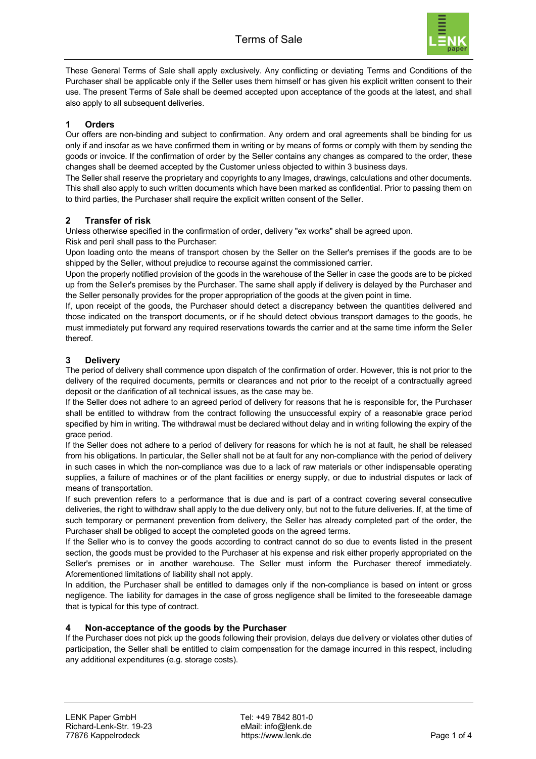# Terms of Sale

These General Terms of Sale shall apply exclusively. Any conflicting or deviating Terms and Conditions of the Purchaser shall be applicable only if the Seller uses them himself or has given his explicit written consent to their use. The present Terms of Sale shall be deemed accepted upon acceptance of the goods at the latest, and shall also apply to all subsequent deliveries.

## 1 Orders

Our offers are non-binding and subject to confirmation. Any ordern and oral agreements shall be binding for us only if and insofar as we have confirmed them in writing or by means of forms or comply with them by sending the goods or invoice. If the confirmation of order by the Seller contains any changes as compared to the order, these changes shall be deemed accepted by the Customer unless objected to within 3 business days.

The Seller shall reserve the proprietary and copyrights to any Images, drawings, calculations and other documents. This shall also apply to such written documents which have been marked as confidential. Prior to passing them on to third parties, the Purchaser shall require the explicit written consent of the Seller.

## 2 Transfer of risk

Unless otherwise specified in the confirmation of order, delivery "ex works" shall be agreed upon.

Risk and peril shall pass to the Purchaser:

Upon loading onto the means of transport chosen by the Seller on the Seller's premises if the goods are to be shipped by the Seller, without prejudice to recourse against the commissioned carrier.

Upon the properly notified provision of the goods in the warehouse of the Seller in case the goods are to be picked up from the Seller's premises by the Purchaser. The same shall apply if delivery is delayed by the Purchaser and the Seller personally provides for the proper appropriation of the goods at the given point in time.

If, upon receipt of the goods, the Purchaser should detect a discrepancy between the quantities delivered and those indicated on the transport documents, or if he should detect obvious transport damages to the goods, he must immediately put forward any required reservations towards the carrier and at the same time inform the Seller thereof.

## 3 Delivery

The period of delivery shall commence upon dispatch of the confirmation of order. However, this is not prior to the delivery of the required documents, permits or clearances and not prior to the receipt of a contractually agreed deposit or the clarification of all technical issues, as the case may be.

If the Seller does not adhere to an agreed period of delivery for reasons that he is responsible for, the Purchaser shall be entitled to withdraw from the contract following the unsuccessful expiry of a reasonable grace period specified by him in writing. The withdrawal must be declared without delay and in writing following the expiry of the grace period.

If the Seller does not adhere to a period of delivery for reasons for which he is not at fault, he shall be released from his obligations. In particular, the Seller shall not be at fault for any non-compliance with the period of delivery in such cases in which the non-compliance was due to a lack of raw materials or other indispensable operating supplies, a failure of machines or of the plant facilities or energy supply, or due to industrial disputes or lack of means of transportation.

If such prevention refers to a performance that is due and is part of a contract covering several consecutive deliveries, the right to withdraw shall apply to the due delivery only, but not to the future deliveries. If, at the time of such temporary or permanent prevention from delivery, the Seller has already completed part of the order, the Purchaser shall be obliged to accept the completed goods on the agreed terms.

If the Seller who is to convey the goods according to contract cannot do so due to events listed in the present section, the goods must be provided to the Purchaser at his expense and risk either properly appropriated on the Seller's premises or in another warehouse. The Seller must inform the Purchaser thereof immediately. Aforementioned limitations of liability shall not apply.

In addition, the Purchaser shall be entitled to damages only if the non-compliance is based on intent or gross negligence. The liability for damages in the case of gross negligence shall be limited to the foreseeable damage that is typical for this type of contract.

## 4 Non-acceptance of the goods by the Purchaser

If the Purchaser does not pick up the goods following their provision, delays due delivery or violates other duties of participation, the Seller shall be entitled to claim compensation for the damage incurred in this respect, including any additional expenditures (e.g. storage costs).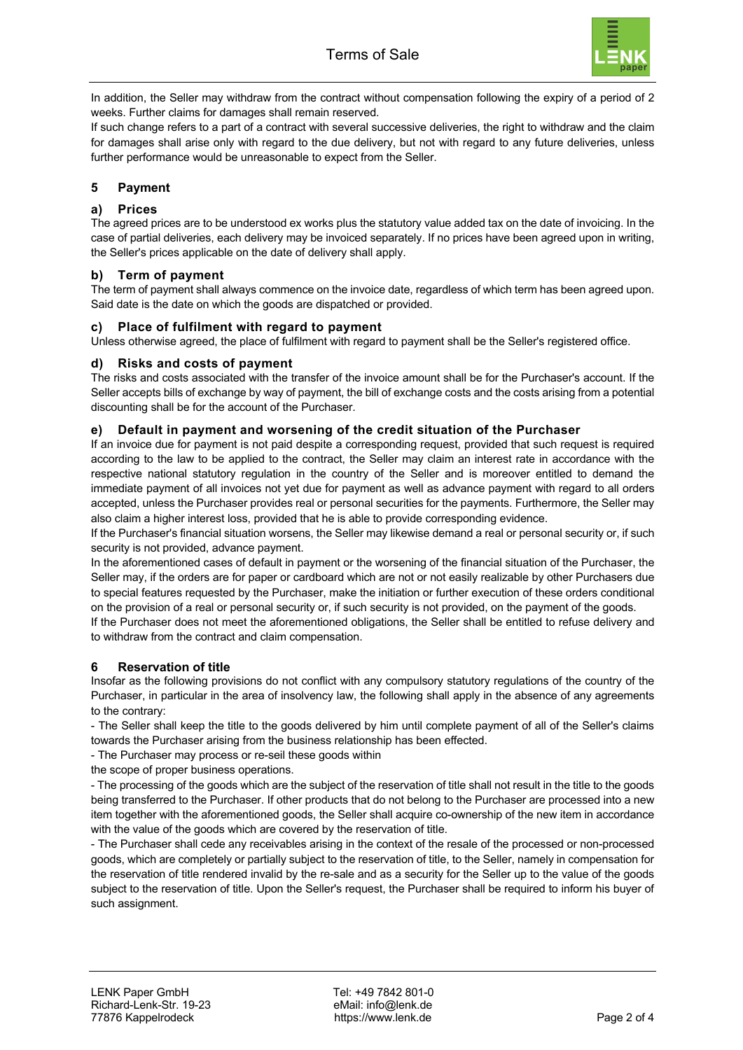In addition, the Seller may withdraw from the contract without compensation following the expiry of a period of 2 weeks. Further claims for damages shall remain reserved.

If such change refers to a part of a contract with several successive deliveries, the right to withdraw and the claim for damages shall arise only with regard to the due delivery, but not with regard to any future deliveries, unless further performance would be unreasonable to expect from the Seller.

## 5 Payment

### a) Prices

The agreed prices are to be understood ex works plus the statutory value added tax on the date of invoicing. In the case of partial deliveries, each delivery may be invoiced separately. If no prices have been agreed upon in writing, the Seller's prices applicable on the date of delivery shall apply.

### b) Term of payment

The term of payment shall always commence on the invoice date, regardless of which term has been agreed upon. Said date is the date on which the goods are dispatched or provided.

### c) Place of fulfilment with regard to payment

Unless otherwise agreed, the place of fulfilment with regard to payment shall be the Seller's registered office.

### d) Risks and costs of payment

The risks and costs associated with the transfer of the invoice amount shall be for the Purchaser's account. If the Seller accepts bills of exchange by way of payment, the bill of exchange costs and the costs arising from a potential discounting shall be for the account of the Purchaser.

### e) Default in payment and worsening of the credit situation of the Purchaser

If an invoice due for payment is not paid despite a corresponding request, provided that such request is required according to the law to be applied to the contract, the Seller may claim an interest rate in accordance with the respective national statutory regulation in the country of the Seller and is moreover entitled to demand the immediate payment of all invoices not yet due for payment as well as advance payment with regard to all orders accepted, unless the Purchaser provides real or personal securities for the payments. Furthermore, the Seller may also claim a higher interest loss, provided that he is able to provide corresponding evidence.

If the Purchaser's financial situation worsens, the Seller may likewise demand a real or personal security or, if such security is not provided, advance payment.

In the aforementioned cases of default in payment or the worsening of the financial situation of the Purchaser, the Seller may, if the orders are for paper or cardboard which are not or not easily realizable by other Purchasers due to special features requested by the Purchaser, make the initiation or further execution of these orders conditional on the provision of a real or personal security or, if such security is not provided, on the payment of the goods.

If the Purchaser does not meet the aforementioned obligations, the Seller shall be entitled to refuse delivery and to withdraw from the contract and claim compensation.

## 6 Reservation of title

Insofar as the following provisions do not conflict with any compulsory statutory regulations of the country of the Purchaser, in particular in the area of insolvency law, the following shall apply in the absence of any agreements to the contrary:

- The Seller shall keep the title to the goods delivered by him until complete payment of all of the Seller's claims towards the Purchaser arising from the business relationship has been effected.
- The Purchaser may process or re-seil these goods within the scope of proper business operations.
- The processing of the goods which are the subject of the reservation of title shall not result in the title to the goods being transferred to the Purchaser. If other products that do not belong to the Purchaser are processed into a new item together with the aforementioned goods, the Seller shall acquire co-ownership of the new item in accordance with the value of the goods which are covered by the reservation of title.
- The Purchaser shall cede any receivables arising in the context of the resale of the processed or non-processed goods, which are completely or partially subject to the reservation of title, to the Seller, namely in compensation for the reservation of title rendered invalid by the re-sale and as a security for the Seller up to the value of the goods subject to the reservation of title. Upon the Seller's request, the Purchaser shall be required to inform his buyer of such assignment.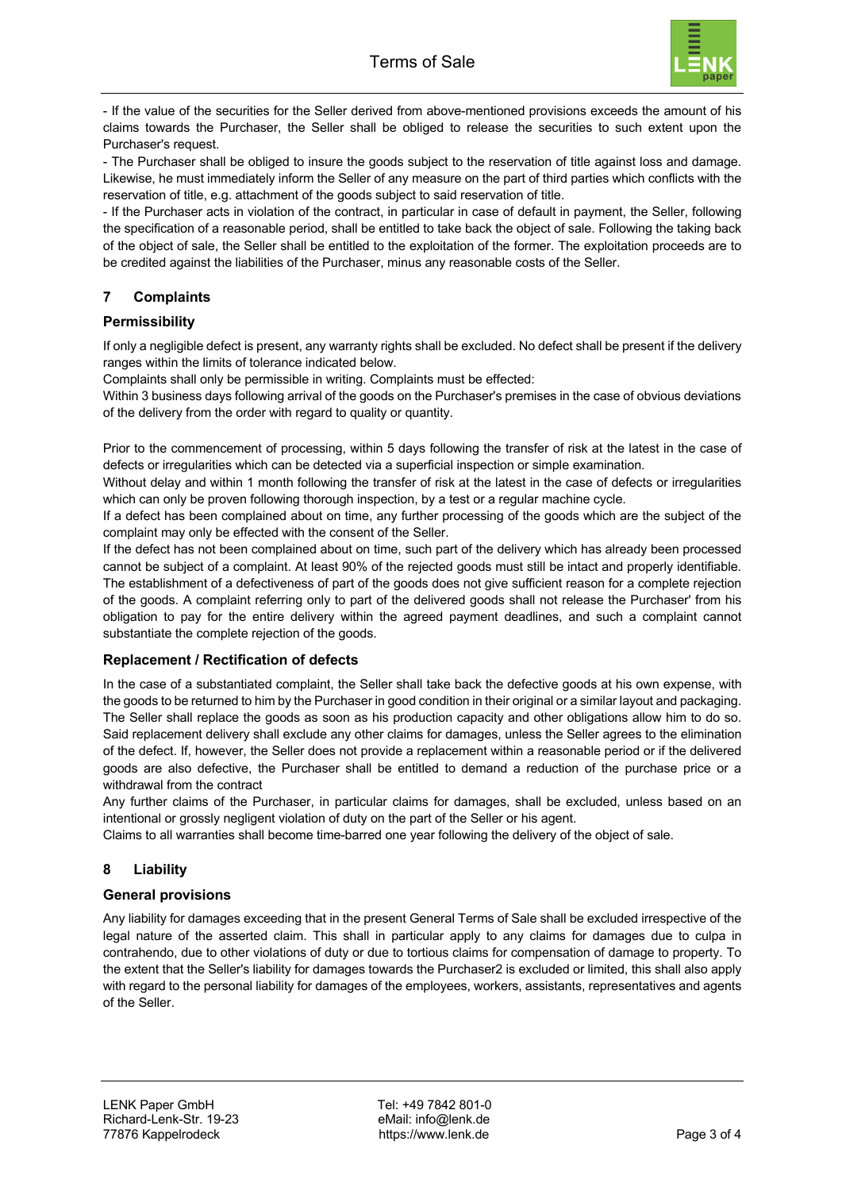- If the value of the securities for the Seller derived from above-mentioned provisions exceeds the amount of his claims towards the Purchaser, the Seller shall be obliged to release the securities to such extent upon the Purchaser's request.

- The Purchaser shall be obliged to insure the goods subject to the reservation of title against loss and damage. Likewise, he must immediately inform the Seller of any measure on the part of third parties which conflicts with the reservation of title, e.g. attachment of the goods subject to said reservation of title.

- If the Purchaser acts in violation of the contract, in particular in case of default in payment, the Seller, following the specification of a reasonable period, shall be entitled to take back the object of sale. Following the taking back of the object of sale, the Seller shall be entitled to the exploitation of the former. The exploitation proceeds are to be credited against the liabilities of the Purchaser, minus any reasonable costs of the Seller.

## 7 Complaints

### Permissibility

If only a negligible defect is present, any warranty rights shall be excluded. No defect shall be present if the delivery ranges within the limits of tolerance indicated below.

Complaints shall only be permissible in writing. Complaints must be effected:

Within 3 business days following arrival of the goods on the Purchaser's premises in the case of obvious deviations of the delivery from the order with regard to quality or quantity.

Prior to the commencement of processing, within 5 days following the transfer of risk at the latest in the case of defects or irregularities which can be detected via a superficial inspection or simple examination.

Without delay and within 1 month following the transfer of risk at the latest in the case of defects or irregularities which can only be proven following thorough inspection, by a test or a regular machine cycle.

If a defect has been complained about on time, any further processing of the goods which are the subject of the complaint may only be effected with the consent of the Seller.

If the defect has not been complained about on time, such part of the delivery which has already been processed cannot be subject of a complaint. At least 90% of the rejected goods must still be intact and properly identifiable. The establishment of a defectiveness of part of the goods does not give sufficient reason for a complete rejection of the goods. A complaint referring only to part of the delivered goods shall not release the Purchaser' from his obligation to pay for the entire delivery within the agreed payment deadlines, and such a complaint cannot substantiate the complete rejection of the goods.

### Replacement / Rectification of defects

In the case of a substantiated complaint, the Seller shall take back the defective goods at his own expense, with the goods to be returned to him by the Purchaser in good condition in their original or a similar layout and packaging. The Seller shall replace the goods as soon as his production capacity and other obligations allow him to do so. Said replacement delivery shall exclude any other claims for damages, unless the Seller agrees to the elimination of the defect. If, however, the Seller does not provide a replacement within a reasonable period or if the delivered goods are also defective, the Purchaser shall be entitled to demand a reduction of the purchase price or a withdrawal from the contract

Any further claims of the Purchaser, in particular claims for damages, shall be excluded, unless based on an intentional or grossly negligent violation of duty on the part of the Seller or his agent.

Claims to all warranties shall become time-barred one year following the delivery of the object of sale.

## 8 Liability

### General provisions

Any liability for damages exceeding that in the present General Terms of Sale shall be excluded irrespective of the legal nature of the asserted claim. This shall in particular apply to any claims for damages due to culpa in contrahendo, due to other violations of duty or due to tortious claims for compensation of damage to property. To the extent that the Seller's liability for damages towards the Purchaser2 is excluded or limited, this shall also apply with regard to the personal liability for damages of the employees, workers, assistants, representatives and agents of the Seller.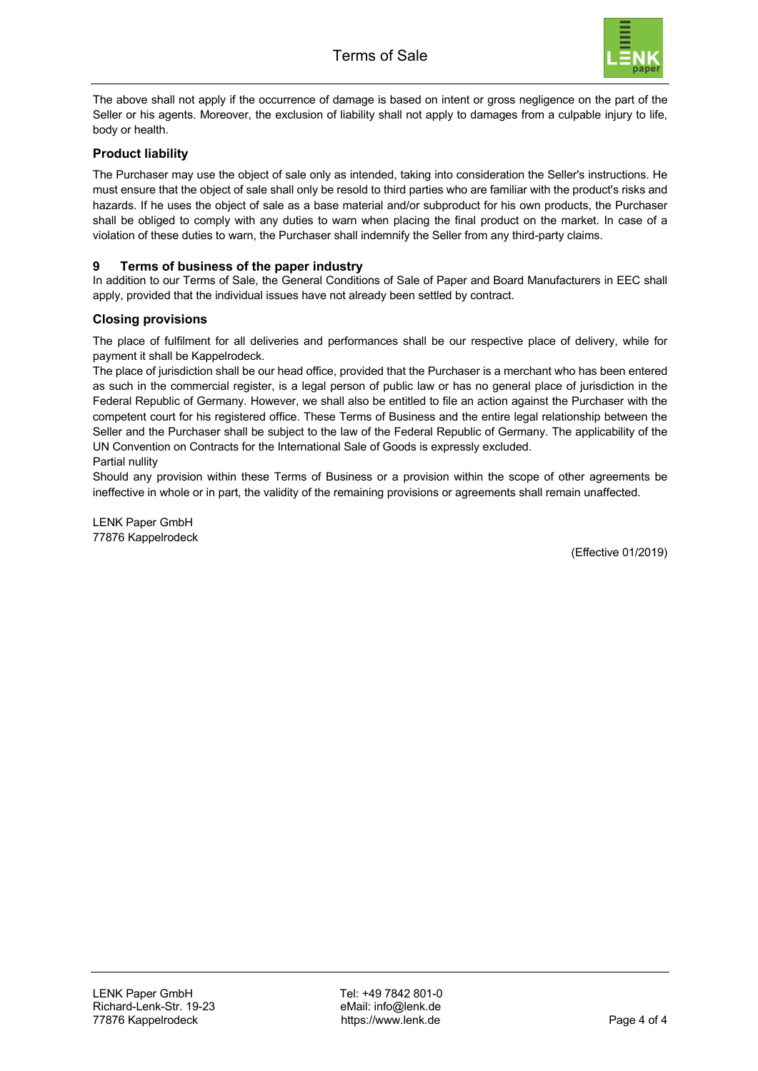The above shall not apply if the occurrence of damage is based on intent or gross negligence on the part of the Seller or his agents. Moreover, the exclusion of liability shall not apply to damages from a culpable injury to life, body or health.

### Product liability

The Purchaser may use the object of sale only as intended, taking into consideration the Seller's instructions. He must ensure that the object of sale shall only be resold to third parties who are familiar with the product's risks and hazards. If he uses the object of sale as a base material and/or subproduct for his own products, the Purchaser shall be obliged to comply with any duties to warn when placing the final product on the market. In case of a violation of these duties to warn, the Purchaser shall indemnify the Seller from any third-party claims.

## 9 Terms of business of the paper industry

In addition to our Terms of Sale, the General Conditions of Sale of Paper and Board Manufacturers in EEC shall apply, provided that the individual issues have not already been settled by contract.

### Closing provisions

The place of fulfilment for all deliveries and performances shall be our respective place of delivery, while for payment it shall be Kappelrodeck.

The place of jurisdiction shall be our head office, provided that the Purchaser is a merchant who has been entered as such in the commercial register, is a legal person of public law or has no general place of jurisdiction in the Federal Republic of Germany. However, we shall also be entitled to file an action against the Purchaser with the competent court for his registered office. These Terms of Business and the entire legal relationship between the Seller and the Purchaser shall be subject to the law of the Federal Republic of Germany. The applicability of the UN Convention on Contracts for the International Sale of Goods is expressly excluded.

Partial nullity

Should any provision within these Terms of Business or a provision within the scope of other agreements be ineffective in whole or in part, the validity of the remaining provisions or agreements shall remain unaffected.

LENK Paper GmbH
77876 Kappelrodeck

(Effective 01/2019)